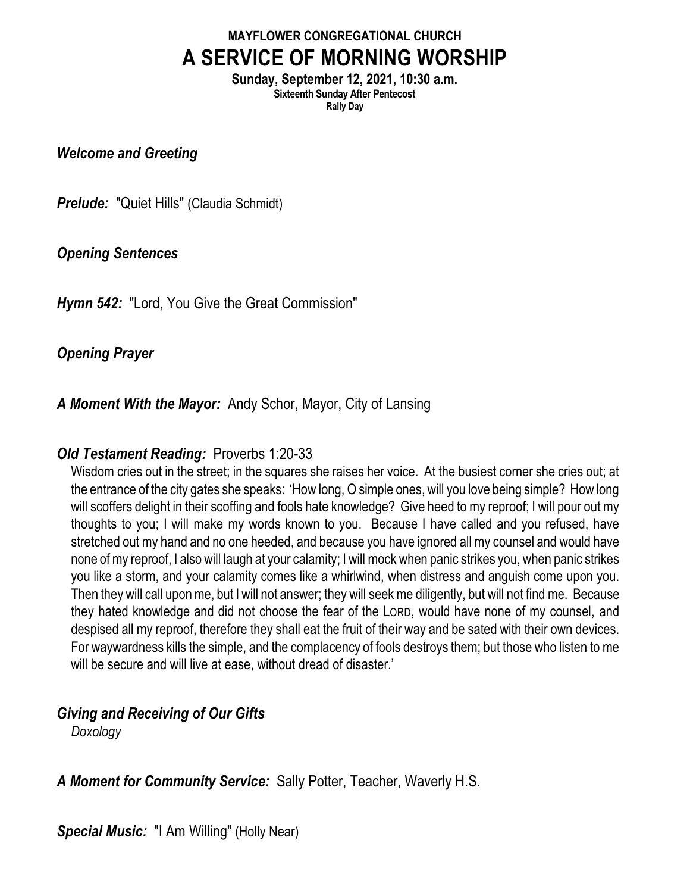# MAYFLOWER CONGREGATIONAL CHURCH

# A SERVICE OF MORNING WORSHIP

**Sunday, September 12, 2021, 10:30 a.m.**

**Sixteenth Sunday After Pentecost**

**Rally Day**

***Welcome and Greeting***

***Prelude:*** "Quiet Hills" (Claudia Schmidt)

***Opening Sentences***

***Hymn 542:*** "Lord, You Give the Great Commission"

***Opening Prayer***

***A Moment With the Mayor:*** Andy Schor, Mayor, City of Lansing

***Old Testament Reading:*** Proverbs 1:20-33

Wisdom cries out in the street; in the squares she raises her voice. At the busiest corner she cries out; at the entrance of the city gates she speaks: 'How long, O simple ones, will you love being simple? How long will scoffers delight in their scoffing and fools hate knowledge? Give heed to my reproof; I will pour out my thoughts to you; I will make my words known to you. Because I have called and you refused, have stretched out my hand and no one heeded, and because you have ignored all my counsel and would have none of my reproof, I also will laugh at your calamity; I will mock when panic strikes you, when panic strikes you like a storm, and your calamity comes like a whirlwind, when distress and anguish come upon you. Then they will call upon me, but I will not answer; they will seek me diligently, but will not find me. Because they hated knowledge and did not choose the fear of the LORD, would have none of my counsel, and despised all my reproof, therefore they shall eat the fruit of their way and be sated with their own devices. For waywardness kills the simple, and the complacency of fools destroys them; but those who listen to me will be secure and will live at ease, without dread of disaster.'

***Giving and Receiving of Our Gifts***

*Doxology*

***A Moment for Community Service:*** Sally Potter, Teacher, Waverly H.S.

***Special Music:*** "I Am Willing" (Holly Near)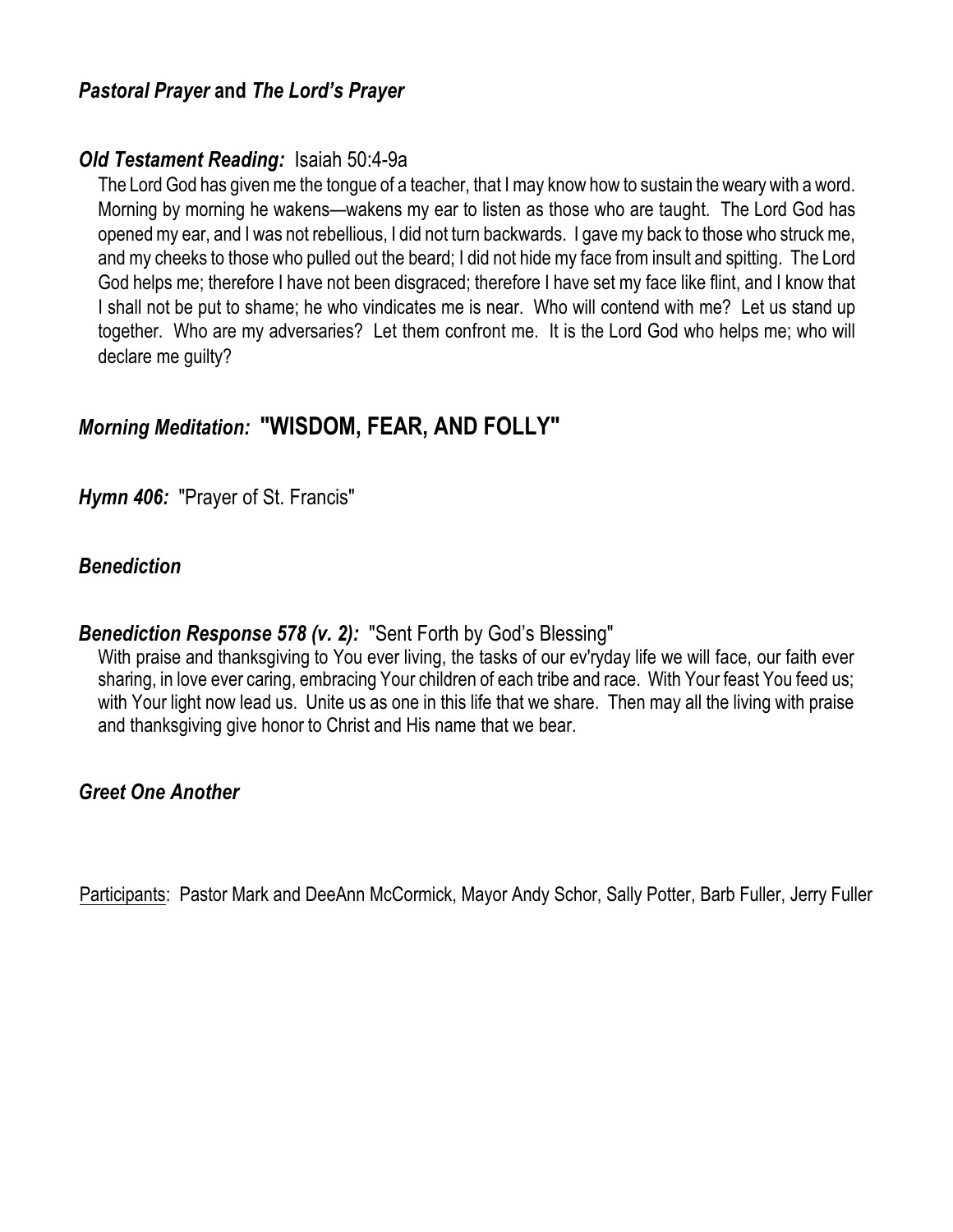***Pastoral Prayer* and *The Lord's Prayer***

***Old Testament Reading:*** Isaiah 50:4-9a

The Lord God has given me the tongue of a teacher, that I may know how to sustain the weary with a word. Morning by morning he wakens—wakens my ear to listen as those who are taught. The Lord God has opened my ear, and I was not rebellious, I did not turn backwards. I gave my back to those who struck me, and my cheeks to those who pulled out the beard; I did not hide my face from insult and spitting. The Lord God helps me; therefore I have not been disgraced; therefore I have set my face like flint, and I know that I shall not be put to shame; he who vindicates me is near. Who will contend with me? Let us stand up together. Who are my adversaries? Let them confront me. It is the Lord God who helps me; who will declare me guilty?

## ***Morning Meditation:*** **"WISDOM, FEAR, AND FOLLY"**

***Hymn 406:*** "Prayer of St. Francis"

***Benediction***

***Benediction Response 578 (v. 2):*** "Sent Forth by God's Blessing"

With praise and thanksgiving to You ever living, the tasks of our ev'ryday life we will face, our faith ever sharing, in love ever caring, embracing Your children of each tribe and race. With Your feast You feed us; with Your light now lead us. Unite us as one in this life that we share. Then may all the living with praise and thanksgiving give honor to Christ and His name that we bear.

***Greet One Another***

<u>Participants</u>: Pastor Mark and DeeAnn McCormick, Mayor Andy Schor, Sally Potter, Barb Fuller, Jerry Fuller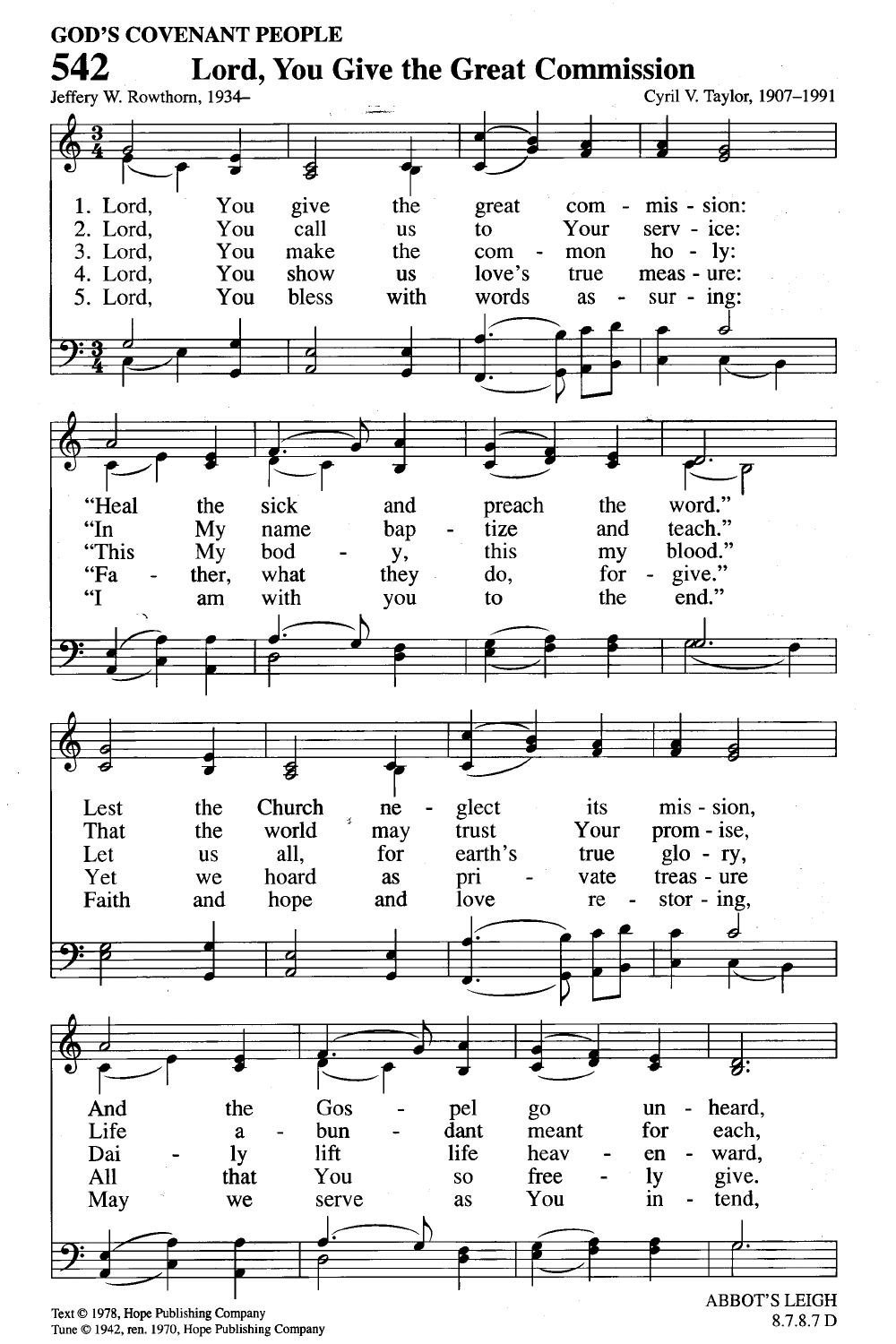GOD'S COVENANT PEOPLE

# 542 Lord, You Give the Great Commission

Jeffery W. Rowthorn, 1934–

Cyril V. Taylor, 1907–1991

1. Lord, You give the great com - mis - sion: "Heal the sick and preach the word." Lest the Church ne - glect its mis - sion, And the Gos - pel go un - heard,

2. Lord, You call us to Your serv - ice: "In My name bap - tize and teach." That the world may trust Your prom - ise, Life a - bun - dant meant for each,

3. Lord, You make the com - mon ho - ly: "This My bod - y, this my blood." Let us all, for earth's true glo - ry, Dai - ly lift life heav - en - ward,

4. Lord, You show us love's true meas - ure: "Fa - ther, what they do, for - give." Yet we hoard as pri - vate treas - ure All that You so free - ly give.

5. Lord, You bless with words as - sur - ing: "I am with you to the end." Faith and hope and love re - stor - ing, May we serve as You in - tend,

Text © 1978, Hope Publishing Company
Tune © 1942, ren. 1970, Hope Publishing Company

ABBOT'S LEIGH
8.7.8.7 D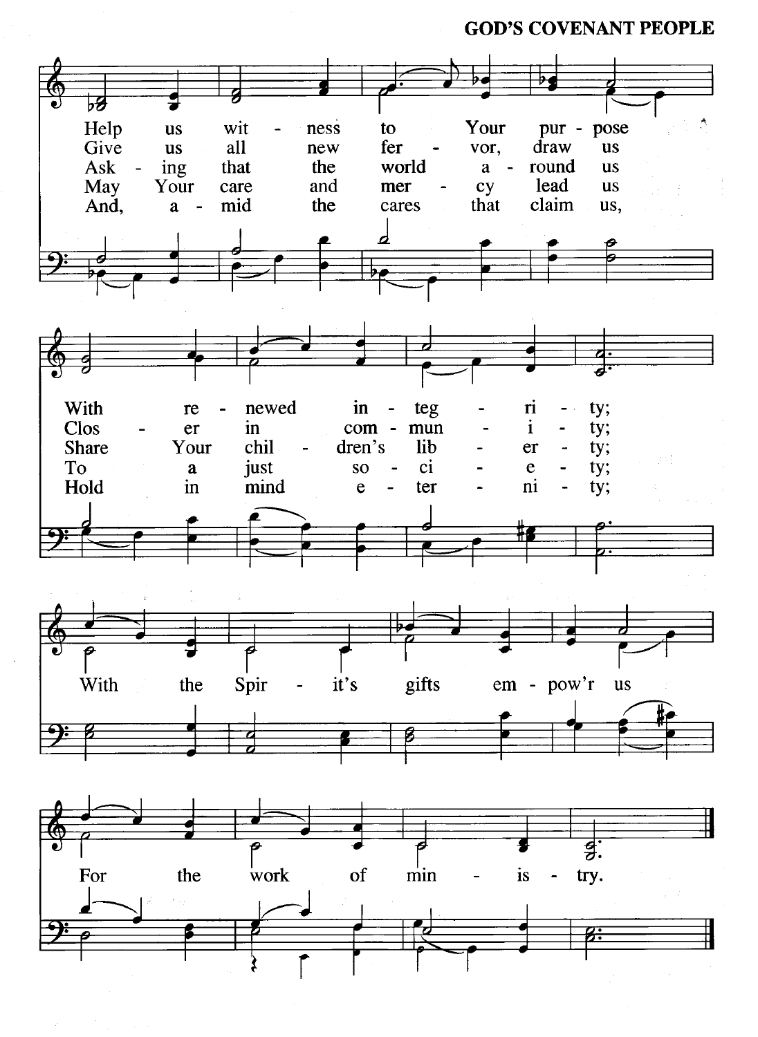Help us witness to Your purpose
With renewed integrity;
With the Spirit's gifts empow'r us
For the work of ministry.

Give us all new fervor, draw us
Closer in community;

Asking that the world around us
Share Your children's liberty;

May Your care and mercy lead us
To a just society;

And, amid the cares that claim us,
Hold in mind eternity;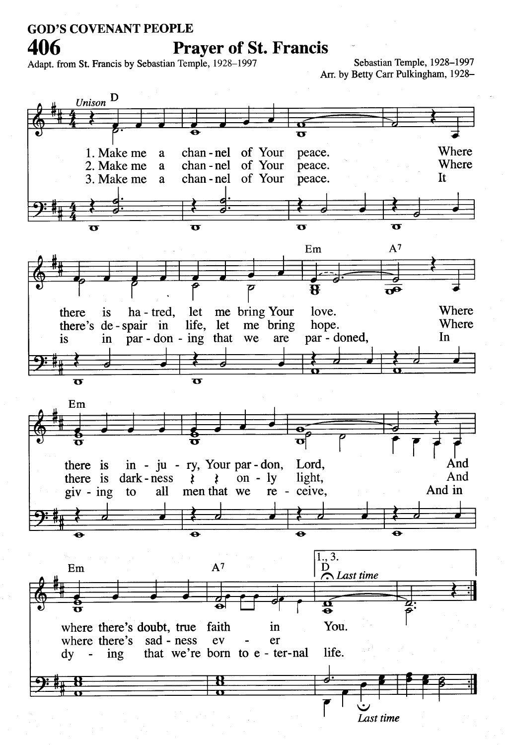GOD'S COVENANT PEOPLE

# 406 Prayer of St. Francis

Adapt. from St. Francis by Sebastian Temple, 1928–1997

Sebastian Temple, 1928–1997
Arr. by Betty Carr Pulkingham, 1928–

*Unison*

1. Make me a chan - nel of Your peace. Where there is ha - tred, let me bring Your love. Where there is in - ju - ry, Your par - don, Lord, And where there's doubt, true faith in You.

2. Make me a chan - nel of Your peace. Where there's de - spair in life, let me bring hope. Where there is dark - ness on - ly light, And where there's sad - ness ev - er

3. Make me a chan - nel of Your peace. It is in par - don - ing that we are par - doned, In giv - ing to all men that we re - ceive, And in dy - ing that we're born to e - ter - nal life.

1., 3. *Last time*

*Last time*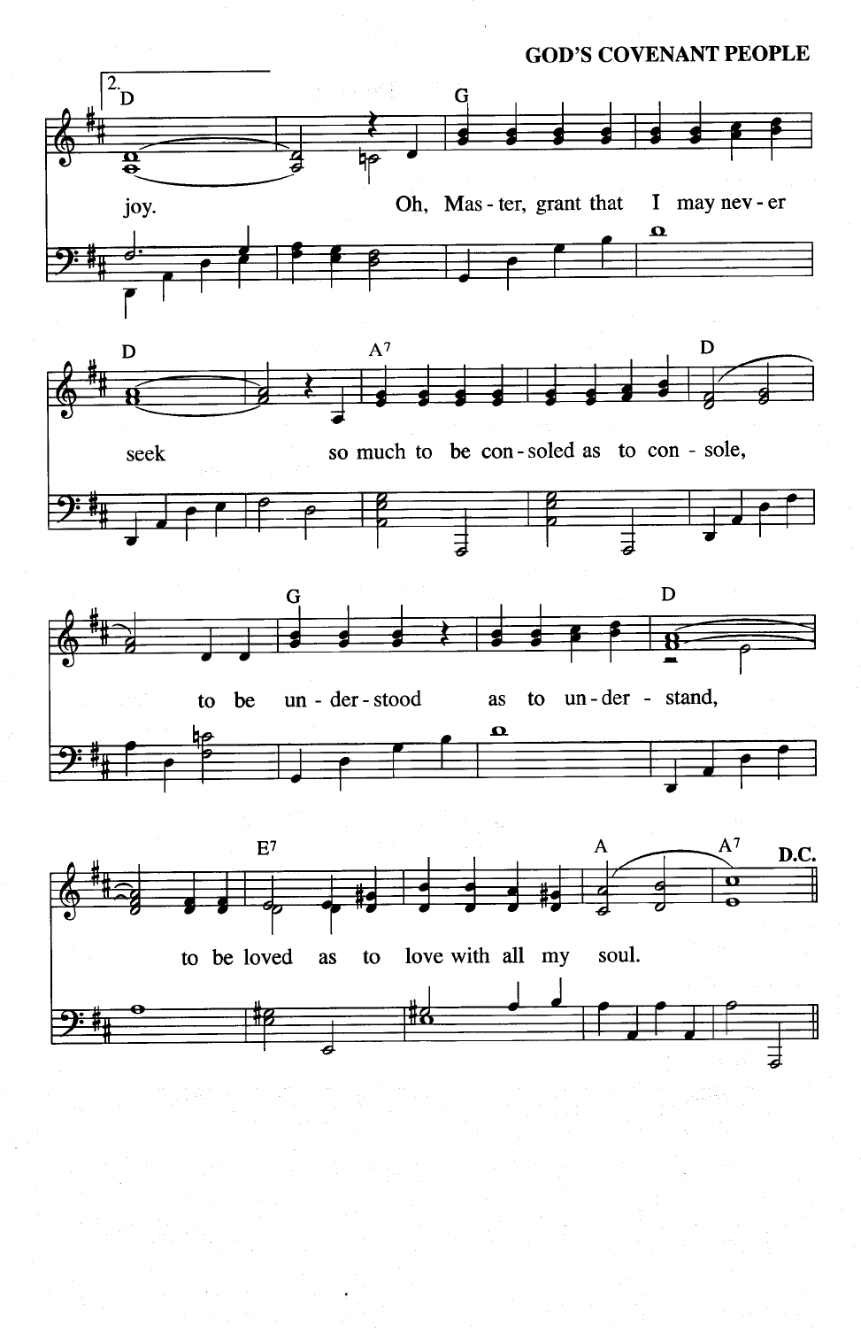2\. D joy. Oh, Mas - ter, grant that I may nev - er

G

D seek so much to be con - soled as to con - sole,

A7 D

G to be un - der - stood as to un - der - stand,

D

E7 to be loved as to love with all my soul.

A A7 D.C.